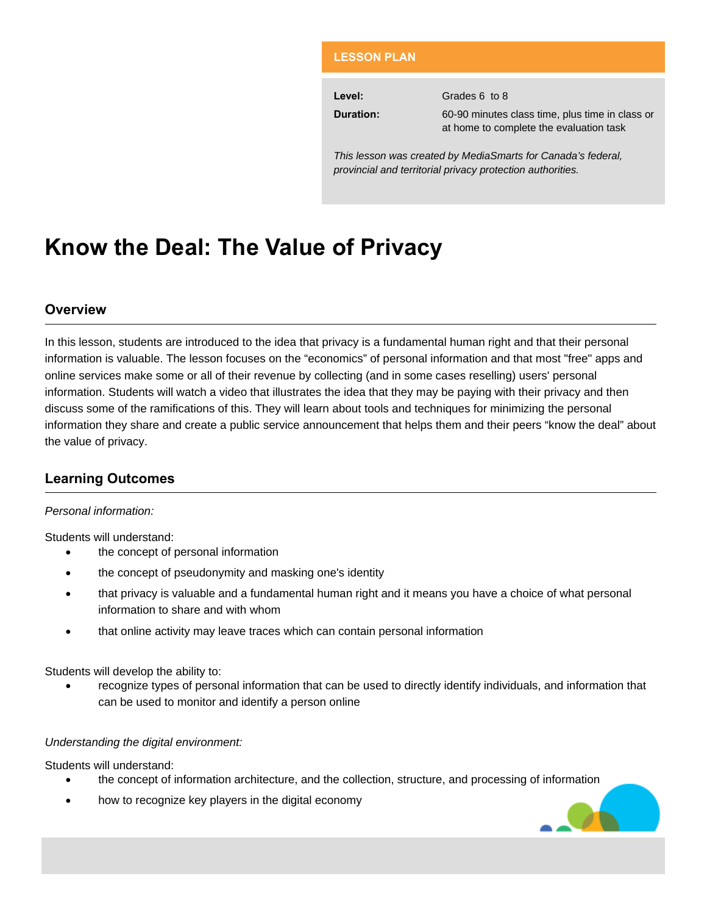**LESSON PLAN**

| | |
|---|---|
| **Level:** | Grades 6 to 8 |
| **Duration:** | 60-90 minutes class time, plus time in class or at home to complete the evaluation task |

*This lesson was created by MediaSmarts for Canada's federal, provincial and territorial privacy protection authorities.*

# Know the Deal: The Value of Privacy

## Overview

In this lesson, students are introduced to the idea that privacy is a fundamental human right and that their personal information is valuable. The lesson focuses on the "economics" of personal information and that most "free" apps and online services make some or all of their revenue by collecting (and in some cases reselling) users' personal information. Students will watch a video that illustrates the idea that they may be paying with their privacy and then discuss some of the ramifications of this. They will learn about tools and techniques for minimizing the personal information they share and create a public service announcement that helps them and their peers "know the deal" about the value of privacy.

## Learning Outcomes

*Personal information:*

Students will understand:

- the concept of personal information
- the concept of pseudonymity and masking one's identity
- that privacy is valuable and a fundamental human right and it means you have a choice of what personal information to share and with whom
- that online activity may leave traces which can contain personal information

Students will develop the ability to:

- recognize types of personal information that can be used to directly identify individuals, and information that can be used to monitor and identify a person online

*Understanding the digital environment:*

Students will understand:

- the concept of information architecture, and the collection, structure, and processing of information
- how to recognize key players in the digital economy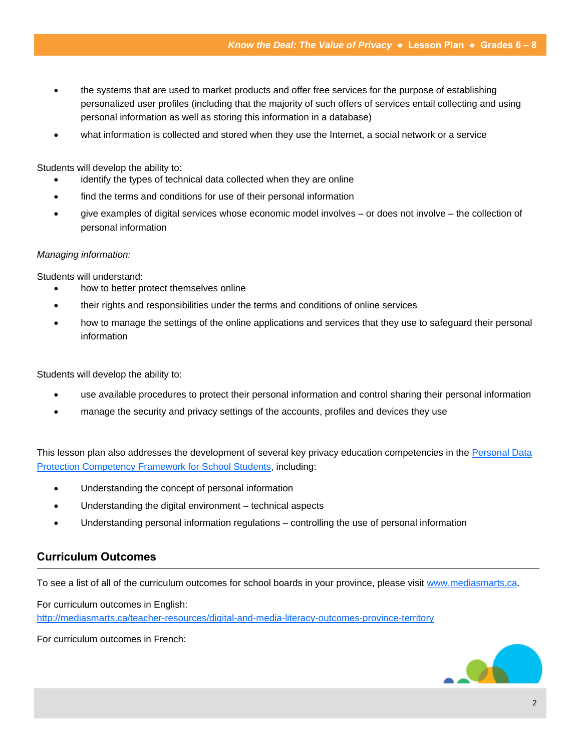- the systems that are used to market products and offer free services for the purpose of establishing personalized user profiles (including that the majority of such offers of services entail collecting and using personal information as well as storing this information in a database)
- what information is collected and stored when they use the Internet, a social network or a service

Students will develop the ability to:

- identify the types of technical data collected when they are online
- find the terms and conditions for use of their personal information
- give examples of digital services whose economic model involves – or does not involve – the collection of personal information

*Managing information:*

Students will understand:

- how to better protect themselves online
- their rights and responsibilities under the terms and conditions of online services
- how to manage the settings of the online applications and services that they use to safeguard their personal information

Students will develop the ability to:

- use available procedures to protect their personal information and control sharing their personal information
- manage the security and privacy settings of the accounts, profiles and devices they use

This lesson plan also addresses the development of several key privacy education competencies in the [Personal Data Protection Competency Framework for School Students](), including:

- Understanding the concept of personal information
- Understanding the digital environment – technical aspects
- Understanding personal information regulations – controlling the use of personal information

## Curriculum Outcomes

To see a list of all of the curriculum outcomes for school boards in your province, please visit [www.mediasmarts.ca](www.mediasmarts.ca).

For curriculum outcomes in English:
[http://mediasmarts.ca/teacher-resources/digital-and-media-literacy-outcomes-province-territory](http://mediasmarts.ca/teacher-resources/digital-and-media-literacy-outcomes-province-territory)

For curriculum outcomes in French: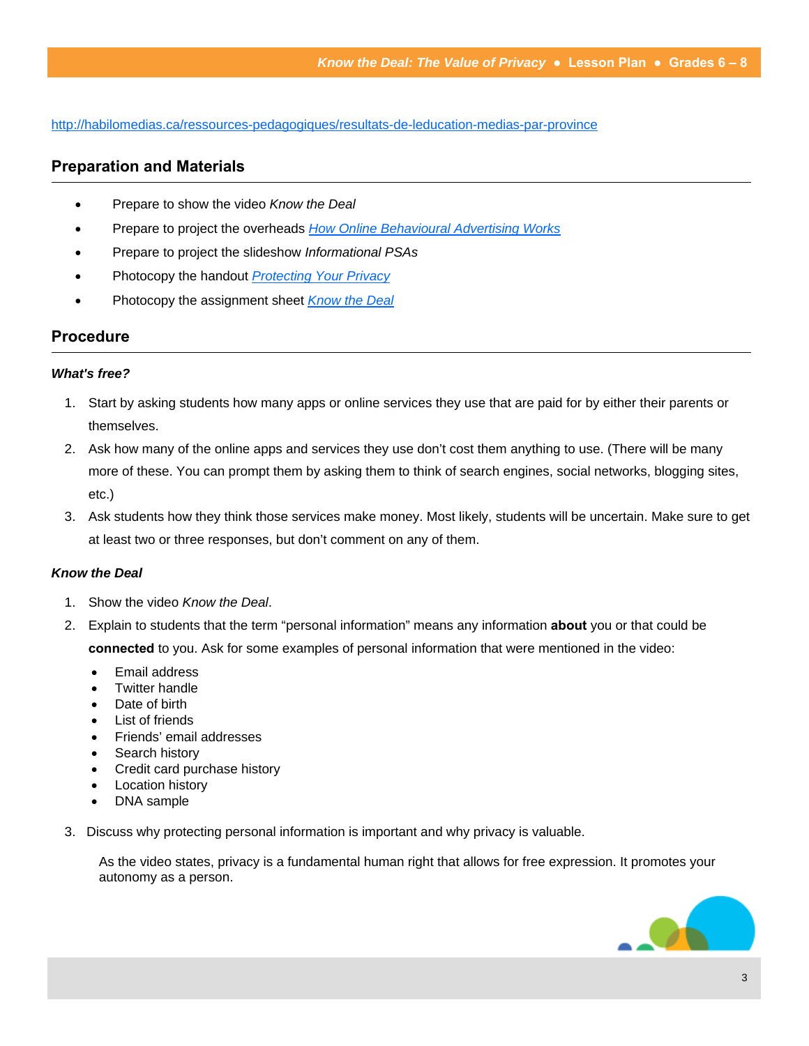http://habilomedias.ca/ressources-pedagogiques/resultats-de-leducation-medias-par-province

## Preparation and Materials

- Prepare to show the video *Know the Deal*
- Prepare to project the overheads *How Online Behavioural Advertising Works*
- Prepare to project the slideshow *Informational PSAs*
- Photocopy the handout *Protecting Your Privacy*
- Photocopy the assignment sheet *Know the Deal*

## Procedure

### *What's free?*

1. Start by asking students how many apps or online services they use that are paid for by either their parents or themselves.
2. Ask how many of the online apps and services they use don't cost them anything to use. (There will be many more of these. You can prompt them by asking them to think of search engines, social networks, blogging sites, etc.)
3. Ask students how they think those services make money. Most likely, students will be uncertain. Make sure to get at least two or three responses, but don't comment on any of them.

### *Know the Deal*

1. Show the video *Know the Deal*.
2. Explain to students that the term "personal information" means any information **about** you or that could be **connected** to you. Ask for some examples of personal information that were mentioned in the video:
   - Email address
   - Twitter handle
   - Date of birth
   - List of friends
   - Friends' email addresses
   - Search history
   - Credit card purchase history
   - Location history
   - DNA sample
3. Discuss why protecting personal information is important and why privacy is valuable.

   As the video states, privacy is a fundamental human right that allows for free expression. It promotes your autonomy as a person.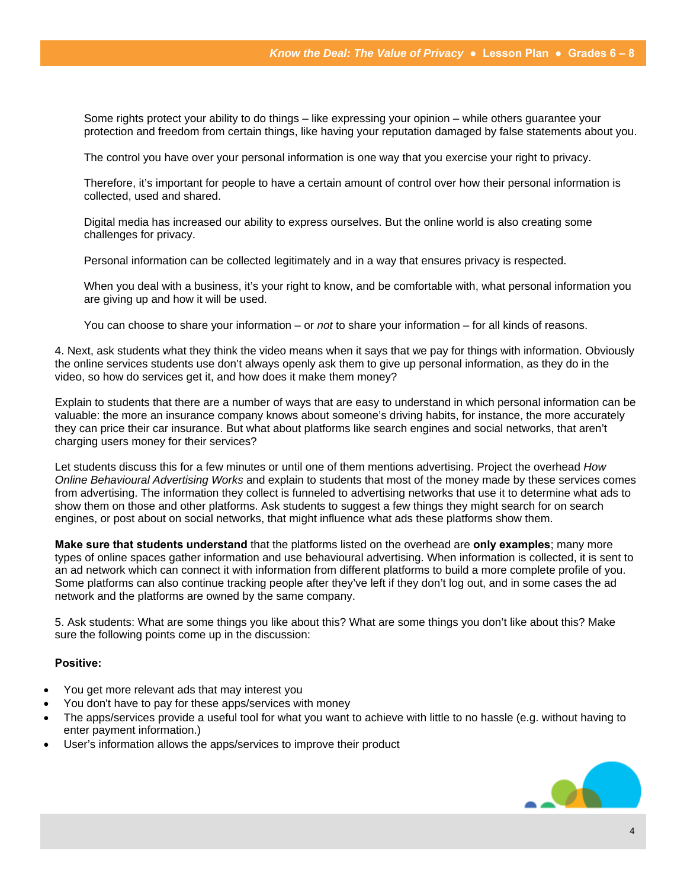Some rights protect your ability to do things – like expressing your opinion – while others guarantee your protection and freedom from certain things, like having your reputation damaged by false statements about you.

The control you have over your personal information is one way that you exercise your right to privacy.

Therefore, it's important for people to have a certain amount of control over how their personal information is collected, used and shared.

Digital media has increased our ability to express ourselves. But the online world is also creating some challenges for privacy.

Personal information can be collected legitimately and in a way that ensures privacy is respected.

When you deal with a business, it's your right to know, and be comfortable with, what personal information you are giving up and how it will be used.

You can choose to share your information – or *not* to share your information – for all kinds of reasons.

4. Next, ask students what they think the video means when it says that we pay for things with information. Obviously the online services students use don't always openly ask them to give up personal information, as they do in the video, so how do services get it, and how does it make them money?

Explain to students that there are a number of ways that are easy to understand in which personal information can be valuable: the more an insurance company knows about someone's driving habits, for instance, the more accurately they can price their car insurance. But what about platforms like search engines and social networks, that aren't charging users money for their services?

Let students discuss this for a few minutes or until one of them mentions advertising. Project the overhead *How Online Behavioural Advertising Works* and explain to students that most of the money made by these services comes from advertising. The information they collect is funneled to advertising networks that use it to determine what ads to show them on those and other platforms. Ask students to suggest a few things they might search for on search engines, or post about on social networks, that might influence what ads these platforms show them.

**Make sure that students understand** that the platforms listed on the overhead are **only examples**; many more types of online spaces gather information and use behavioural advertising. When information is collected, it is sent to an ad network which can connect it with information from different platforms to build a more complete profile of you. Some platforms can also continue tracking people after they've left if they don't log out, and in some cases the ad network and the platforms are owned by the same company.

5. Ask students: What are some things you like about this? What are some things you don't like about this? Make sure the following points come up in the discussion:

**Positive:**

- You get more relevant ads that may interest you
- You don't have to pay for these apps/services with money
- The apps/services provide a useful tool for what you want to achieve with little to no hassle (e.g. without having to enter payment information.)
- User's information allows the apps/services to improve their product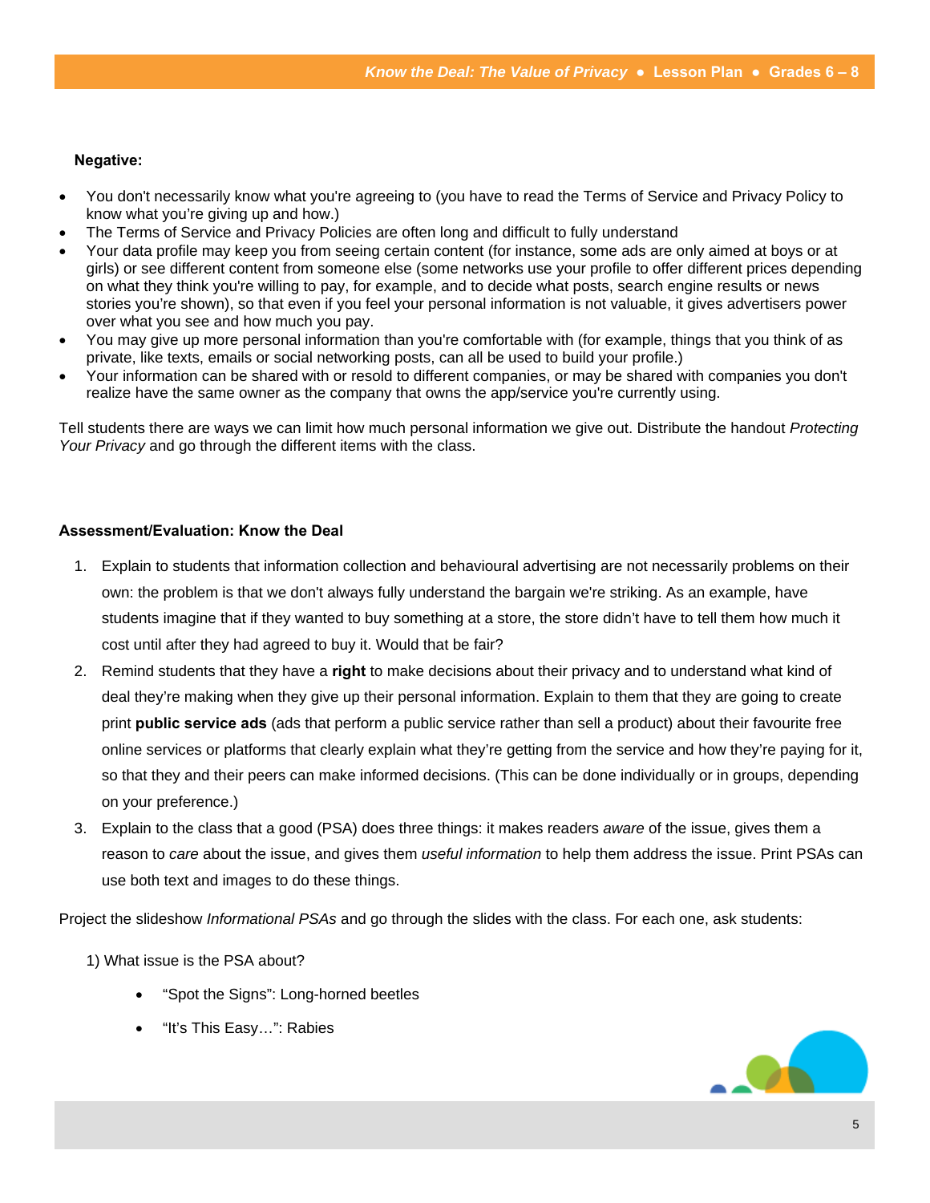**Negative:**

- You don't necessarily know what you're agreeing to (you have to read the Terms of Service and Privacy Policy to know what you're giving up and how.)
- The Terms of Service and Privacy Policies are often long and difficult to fully understand
- Your data profile may keep you from seeing certain content (for instance, some ads are only aimed at boys or at girls) or see different content from someone else (some networks use your profile to offer different prices depending on what they think you're willing to pay, for example, and to decide what posts, search engine results or news stories you're shown), so that even if you feel your personal information is not valuable, it gives advertisers power over what you see and how much you pay.
- You may give up more personal information than you're comfortable with (for example, things that you think of as private, like texts, emails or social networking posts, can all be used to build your profile.)
- Your information can be shared with or resold to different companies, or may be shared with companies you don't realize have the same owner as the company that owns the app/service you're currently using.

Tell students there are ways we can limit how much personal information we give out. Distribute the handout *Protecting Your Privacy* and go through the different items with the class.

**Assessment/Evaluation: Know the Deal**

1. Explain to students that information collection and behavioural advertising are not necessarily problems on their own: the problem is that we don't always fully understand the bargain we're striking. As an example, have students imagine that if they wanted to buy something at a store, the store didn't have to tell them how much it cost until after they had agreed to buy it. Would that be fair?
2. Remind students that they have a **right** to make decisions about their privacy and to understand what kind of deal they're making when they give up their personal information. Explain to them that they are going to create print **public service ads** (ads that perform a public service rather than sell a product) about their favourite free online services or platforms that clearly explain what they're getting from the service and how they're paying for it, so that they and their peers can make informed decisions. (This can be done individually or in groups, depending on your preference.)
3. Explain to the class that a good (PSA) does three things: it makes readers *aware* of the issue, gives them a reason to *care* about the issue, and gives them *useful information* to help them address the issue. Print PSAs can use both text and images to do these things.

Project the slideshow *Informational PSAs* and go through the slides with the class. For each one, ask students:

1) What issue is the PSA about?

- "Spot the Signs": Long-horned beetles
- "It's This Easy…": Rabies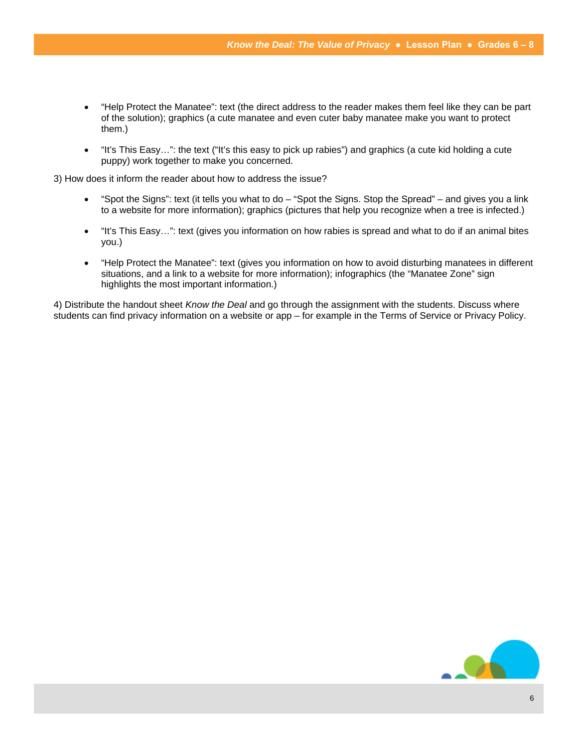- “Help Protect the Manatee”: text (the direct address to the reader makes them feel like they can be part of the solution); graphics (a cute manatee and even cuter baby manatee make you want to protect them.)

- “It’s This Easy…”: the text (“It’s this easy to pick up rabies”) and graphics (a cute kid holding a cute puppy) work together to make you concerned.

3) How does it inform the reader about how to address the issue?

- “Spot the Signs”: text (it tells you what to do – “Spot the Signs. Stop the Spread” – and gives you a link to a website for more information); graphics (pictures that help you recognize when a tree is infected.)

- “It’s This Easy…”: text (gives you information on how rabies is spread and what to do if an animal bites you.)

- “Help Protect the Manatee”: text (gives you information on how to avoid disturbing manatees in different situations, and a link to a website for more information); infographics (the “Manatee Zone” sign highlights the most important information.)

4) Distribute the handout sheet *Know the Deal* and go through the assignment with the students. Discuss where students can find privacy information on a website or app – for example in the Terms of Service or Privacy Policy.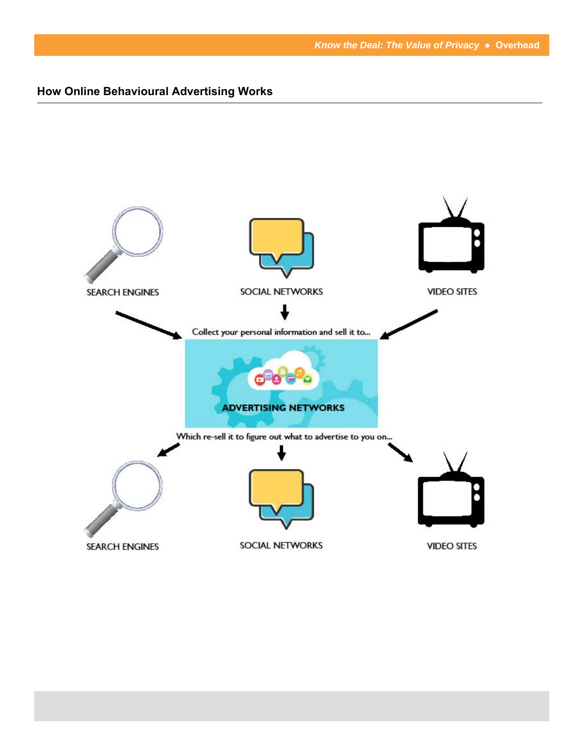## How Online Behavioural Advertising Works

SEARCH ENGINES

SOCIAL NETWORKS

VIDEO SITES

Collect your personal information and sell it to...

ADVERTISING NETWORKS

Which re-sell it to figure out what to advertise to you on...

SEARCH ENGINES

SOCIAL NETWORKS

VIDEO SITES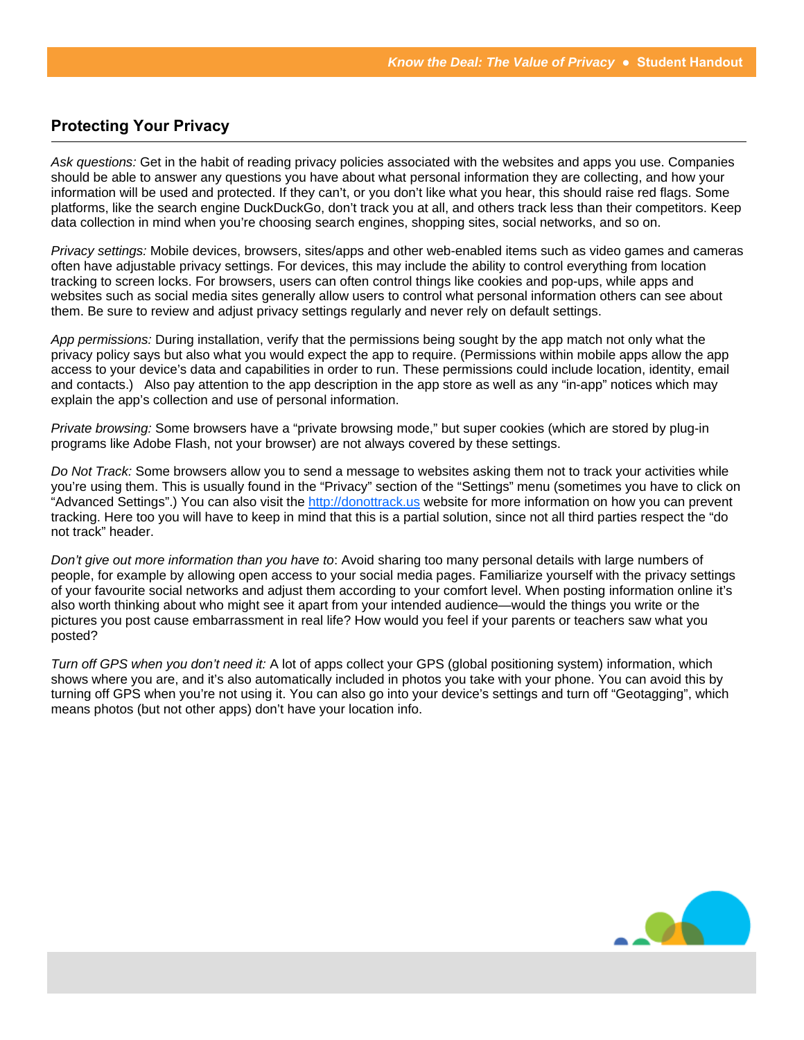## Protecting Your Privacy

*Ask questions:* Get in the habit of reading privacy policies associated with the websites and apps you use. Companies should be able to answer any questions you have about what personal information they are collecting, and how your information will be used and protected. If they can't, or you don't like what you hear, this should raise red flags. Some platforms, like the search engine DuckDuckGo, don't track you at all, and others track less than their competitors. Keep data collection in mind when you're choosing search engines, shopping sites, social networks, and so on.

*Privacy settings:* Mobile devices, browsers, sites/apps and other web-enabled items such as video games and cameras often have adjustable privacy settings. For devices, this may include the ability to control everything from location tracking to screen locks. For browsers, users can often control things like cookies and pop-ups, while apps and websites such as social media sites generally allow users to control what personal information others can see about them. Be sure to review and adjust privacy settings regularly and never rely on default settings.

*App permissions:* During installation, verify that the permissions being sought by the app match not only what the privacy policy says but also what you would expect the app to require. (Permissions within mobile apps allow the app access to your device's data and capabilities in order to run. These permissions could include location, identity, email and contacts.)  Also pay attention to the app description in the app store as well as any "in-app" notices which may explain the app's collection and use of personal information.

*Private browsing:* Some browsers have a "private browsing mode," but super cookies (which are stored by plug-in programs like Adobe Flash, not your browser) are not always covered by these settings.

*Do Not Track:* Some browsers allow you to send a message to websites asking them not to track your activities while you're using them. This is usually found in the "Privacy" section of the "Settings" menu (sometimes you have to click on "Advanced Settings".) You can also visit the [http://donottrack.us](http://donottrack.us) website for more information on how you can prevent tracking. Here too you will have to keep in mind that this is a partial solution, since not all third parties respect the "do not track" header.

*Don't give out more information than you have to*: Avoid sharing too many personal details with large numbers of people, for example by allowing open access to your social media pages. Familiarize yourself with the privacy settings of your favourite social networks and adjust them according to your comfort level. When posting information online it's also worth thinking about who might see it apart from your intended audience—would the things you write or the pictures you post cause embarrassment in real life? How would you feel if your parents or teachers saw what you posted?

*Turn off GPS when you don't need it:* A lot of apps collect your GPS (global positioning system) information, which shows where you are, and it's also automatically included in photos you take with your phone. You can avoid this by turning off GPS when you're not using it. You can also go into your device's settings and turn off "Geotagging", which means photos (but not other apps) don't have your location info.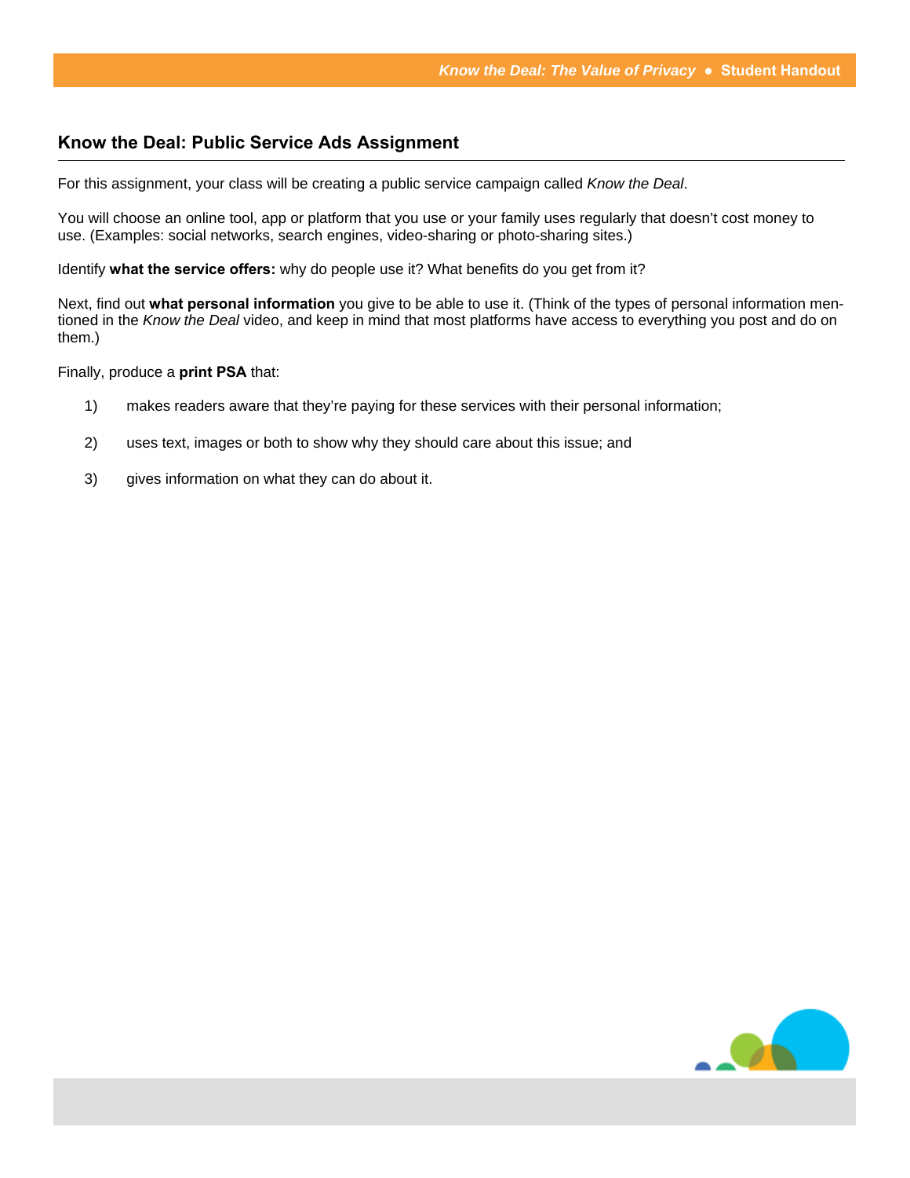## Know the Deal: Public Service Ads Assignment

For this assignment, your class will be creating a public service campaign called *Know the Deal*.

You will choose an online tool, app or platform that you use or your family uses regularly that doesn't cost money to use. (Examples: social networks, search engines, video-sharing or photo-sharing sites.)

Identify **what the service offers:** why do people use it? What benefits do you get from it?

Next, find out **what personal information** you give to be able to use it. (Think of the types of personal information mentioned in the *Know the Deal* video, and keep in mind that most platforms have access to everything you post and do on them.)

Finally, produce a **print PSA** that:

1) makes readers aware that they're paying for these services with their personal information;

2) uses text, images or both to show why they should care about this issue; and

3) gives information on what they can do about it.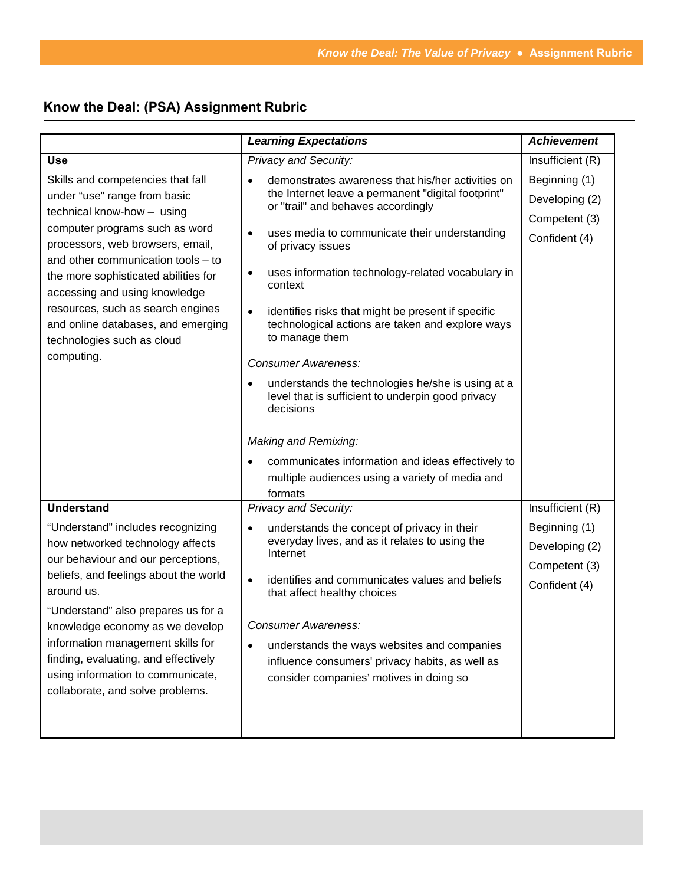## Know the Deal: (PSA) Assignment Rubric

| | *Learning Expectations* | *Achievement* |
|---|---|---|
| **Use**<br><br>Skills and competencies that fall under "use" range from basic technical know-how – using computer programs such as word processors, web browsers, email, and other communication tools – to the more sophisticated abilities for accessing and using knowledge resources, such as search engines and online databases, and emerging technologies such as cloud computing. | *Privacy and Security:*<br><br>• demonstrates awareness that his/her activities on the Internet leave a permanent "digital footprint" or "trail" and behaves accordingly<br><br>• uses media to communicate their understanding of privacy issues<br><br>• uses information technology-related vocabulary in context<br><br>• identifies risks that might be present if specific technological actions are taken and explore ways to manage them<br><br>*Consumer Awareness:*<br><br>• understands the technologies he/she is using at a level that is sufficient to underpin good privacy decisions<br><br>*Making and Remixing:*<br><br>• communicates information and ideas effectively to multiple audiences using a variety of media and formats | Insufficient (R)<br>Beginning (1)<br>Developing (2)<br>Competent (3)<br>Confident (4) |
| **Understand**<br><br>"Understand" includes recognizing how networked technology affects our behaviour and our perceptions, beliefs, and feelings about the world around us.<br><br>"Understand" also prepares us for a knowledge economy as we develop information management skills for finding, evaluating, and effectively using information to communicate, collaborate, and solve problems. | *Privacy and Security:*<br><br>• understands the concept of privacy in their everyday lives, and as it relates to using the Internet<br><br>• identifies and communicates values and beliefs that affect healthy choices<br><br>*Consumer Awareness:*<br><br>• understands the ways websites and companies influence consumers' privacy habits, as well as consider companies' motives in doing so | Insufficient (R)<br>Beginning (1)<br>Developing (2)<br>Competent (3)<br>Confident (4) |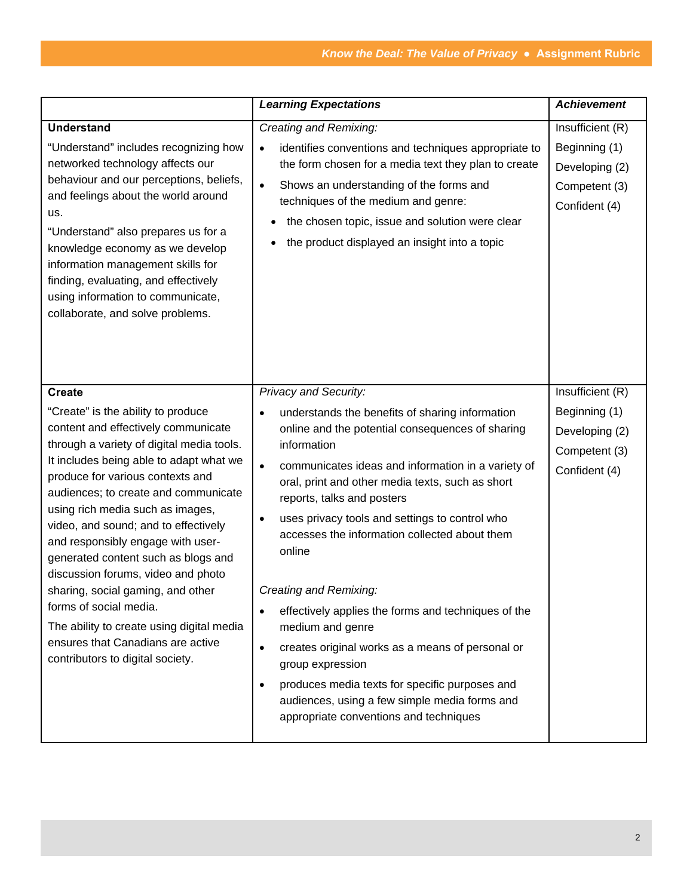| | *Learning Expectations* | *Achievement* |
|---|---|---|
| **Understand**<br><br>"Understand" includes recognizing how networked technology affects our behaviour and our perceptions, beliefs, and feelings about the world around us.<br><br>"Understand" also prepares us for a knowledge economy as we develop information management skills for finding, evaluating, and effectively using information to communicate, collaborate, and solve problems. | *Creating and Remixing:*<br>• identifies conventions and techniques appropriate to the form chosen for a media text they plan to create<br>• Shows an understanding of the forms and techniques of the medium and genre:<br>  • the chosen topic, issue and solution were clear<br>  • the product displayed an insight into a topic | Insufficient (R)<br>Beginning (1)<br>Developing (2)<br>Competent (3)<br>Confident (4) |
| **Create**<br><br>"Create" is the ability to produce content and effectively communicate through a variety of digital media tools. It includes being able to adapt what we produce for various contexts and audiences; to create and communicate using rich media such as images, video, and sound; and to effectively and responsibly engage with user-generated content such as blogs and discussion forums, video and photo sharing, social gaming, and other forms of social media.<br><br>The ability to create using digital media ensures that Canadians are active contributors to digital society. | *Privacy and Security:*<br>• understands the benefits of sharing information online and the potential consequences of sharing information<br>• communicates ideas and information in a variety of oral, print and other media texts, such as short reports, talks and posters<br>• uses privacy tools and settings to control who accesses the information collected about them online<br><br>*Creating and Remixing:*<br>• effectively applies the forms and techniques of the medium and genre<br>• creates original works as a means of personal or group expression<br>• produces media texts for specific purposes and audiences, using a few simple media forms and appropriate conventions and techniques | Insufficient (R)<br>Beginning (1)<br>Developing (2)<br>Competent (3)<br>Confident (4) |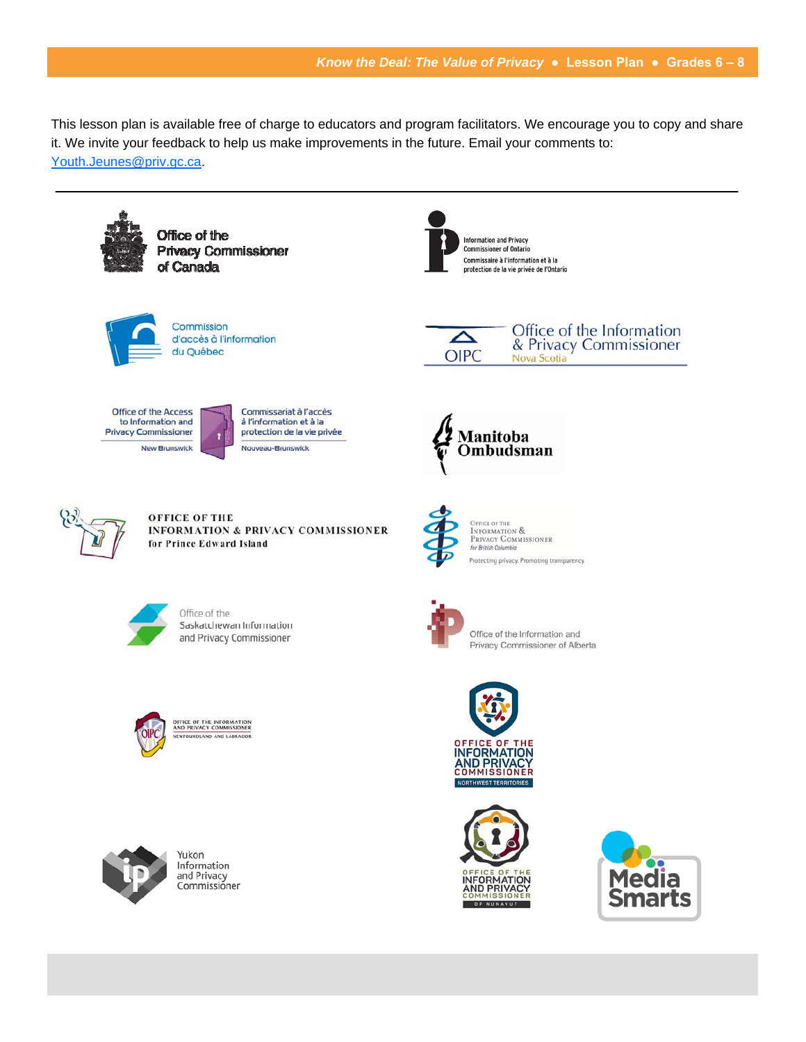This lesson plan is available free of charge to educators and program facilitators. We encourage you to copy and share it. We invite your feedback to help us make improvements in the future. Email your comments to: Youth.Jeunes@priv.gc.ca.

---

Office of the Privacy Commissioner of Canada

Information and Privacy Commissioner of Ontario
Commissaire à l'information et à la protection de la vie privée de l'Ontario

Commission d'accès à l'information du Québec

OIPC
Office of the Information & Privacy Commissioner
Nova Scotia

Office of the Access to Information and Privacy Commissioner
New Brunswick

Commissariat à l'accès à l'information et à la protection de la vie privée
Nouveau-Brunswick

Manitoba Ombudsman

OFFICE OF THE INFORMATION & PRIVACY COMMISSIONER for Prince Edward Island

Office of the Information & Privacy Commissioner for British Columbia
Protecting privacy. Promoting transparency.

Office of the Saskatchewan Information and Privacy Commissioner

Office of the Information and Privacy Commissioner of Alberta

OIPC
OFFICE OF THE INFORMATION AND PRIVACY COMMISSIONER
NEWFOUNDLAND AND LABRADOR

OFFICE OF THE INFORMATION AND PRIVACY COMMISSIONER
NORTHWEST TERRITORIES

Yukon Information and Privacy Commissioner

OFFICE OF THE INFORMATION AND PRIVACY COMMISSIONER OF NUNAVUT

MediaSmarts